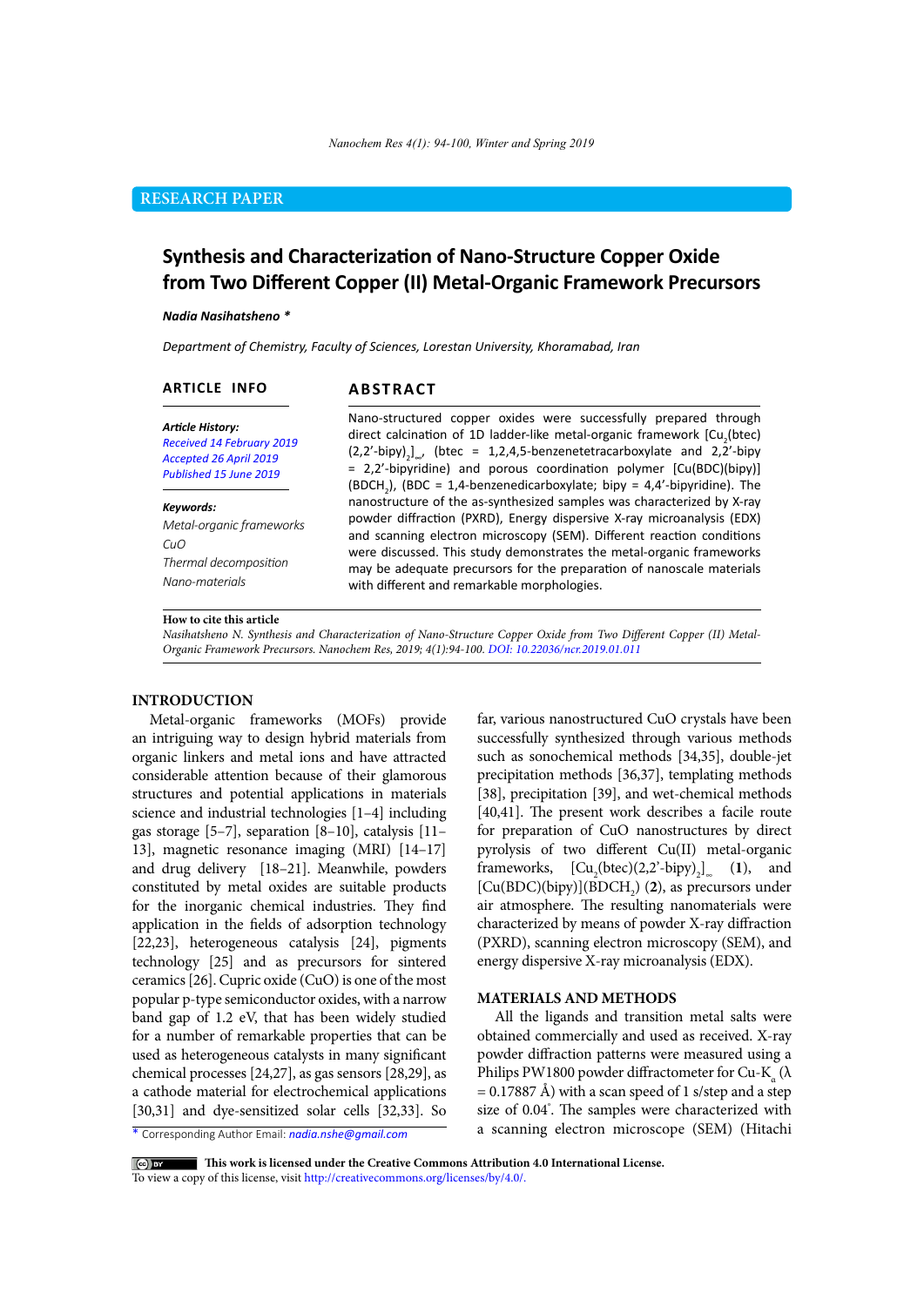RESEARCH PAPER

# Synthesis and Characterization of Nano-Structure Copper Oxide from Two Different Copper (II) Metal-Organic Framework Precursors

***Nadia Nasihatsheno \****

*Department of Chemistry, Faculty of Sciences, Lorestan University, Khoramabad, Iran*

## ARTICLE INFO

***Article History:***
*Received 14 February 2019*
*Accepted 26 April 2019*
*Published 15 June 2019*

***Keywords:***
*Metal-organic frameworks*
*CuO*
*Thermal decomposition*
*Nano-materials*

## ABSTRACT

Nano-structured copper oxides were successfully prepared through direct calcination of 1D ladder-like metal-organic framework [$Cu_2$(btec)(2,2'-bipy)$_2$]$_\infty$, (btec = 1,2,4,5-benzenetetracarboxylate and 2,2'-bipy = 2,2'-bipyridine) and porous coordination polymer [Cu(BDC)(bipy)](BDCH$_2$), (BDC = 1,4-benzenedicarboxylate; bipy = 4,4'-bipyridine). The nanostructure of the as-synthesized samples was characterized by X-ray powder diffraction (PXRD), Energy dispersive X-ray microanalysis (EDX) and scanning electron microscopy (SEM). Different reaction conditions were discussed. This study demonstrates the metal-organic frameworks may be adequate precursors for the preparation of nanoscale materials with different and remarkable morphologies.

**How to cite this article**
*Nasihatsheno N. Synthesis and Characterization of Nano-Structure Copper Oxide from Two Different Copper (II) Metal-Organic Framework Precursors. Nanochem Res, 2019; 4(1):94-100. DOI: 10.22036/ncr.2019.01.011*

## INTRODUCTION

Metal-organic frameworks (MOFs) provide an intriguing way to design hybrid materials from organic linkers and metal ions and have attracted considerable attention because of their glamorous structures and potential applications in materials science and industrial technologies [1–4] including gas storage [5–7], separation [8–10], catalysis [11–13], magnetic resonance imaging (MRI) [14–17] and drug delivery [18–21]. Meanwhile, powders constituted by metal oxides are suitable products for the inorganic chemical industries. They find application in the fields of adsorption technology [22,23], heterogeneous catalysis [24], pigments technology [25] and as precursors for sintered ceramics [26]. Cupric oxide (CuO) is one of the most popular p-type semiconductor oxides, with a narrow band gap of 1.2 eV, that has been widely studied for a number of remarkable properties that can be used as heterogeneous catalysts in many significant chemical processes [24,27], as gas sensors [28,29], as a cathode material for electrochemical applications [30,31] and dye-sensitized solar cells [32,33]. So far, various nanostructured CuO crystals have been successfully synthesized through various methods such as sonochemical methods [34,35], double-jet precipitation methods [36,37], templating methods [38], precipitation [39], and wet-chemical methods [40,41]. The present work describes a facile route for preparation of CuO nanostructures by direct pyrolysis of two different Cu(II) metal-organic frameworks, [$Cu_2$(btec)(2,2'-bipy)$_2$]$_\infty$ (**1**), and [Cu(BDC)(bipy)](BDCH$_2$) (**2**), as precursors under air atmosphere. The resulting nanomaterials were characterized by means of powder X-ray diffraction (PXRD), scanning electron microscopy (SEM), and energy dispersive X-ray microanalysis (EDX).

## MATERIALS AND METHODS

All the ligands and transition metal salts were obtained commercially and used as received. X-ray powder diffraction patterns were measured using a Philips PW1800 powder diffractometer for Cu-K$_\alpha$ ($\lambda$ = 0.17887 Å) with a scan speed of 1 s/step and a step size of 0.04°. The samples were characterized with a scanning electron microscope (SEM) (Hitachi

\* Corresponding Author Email: nadia.nshe@gmail.com

This work is licensed under the Creative Commons Attribution 4.0 International License.
To view a copy of this license, visit http://creativecommons.org/licenses/by/4.0/.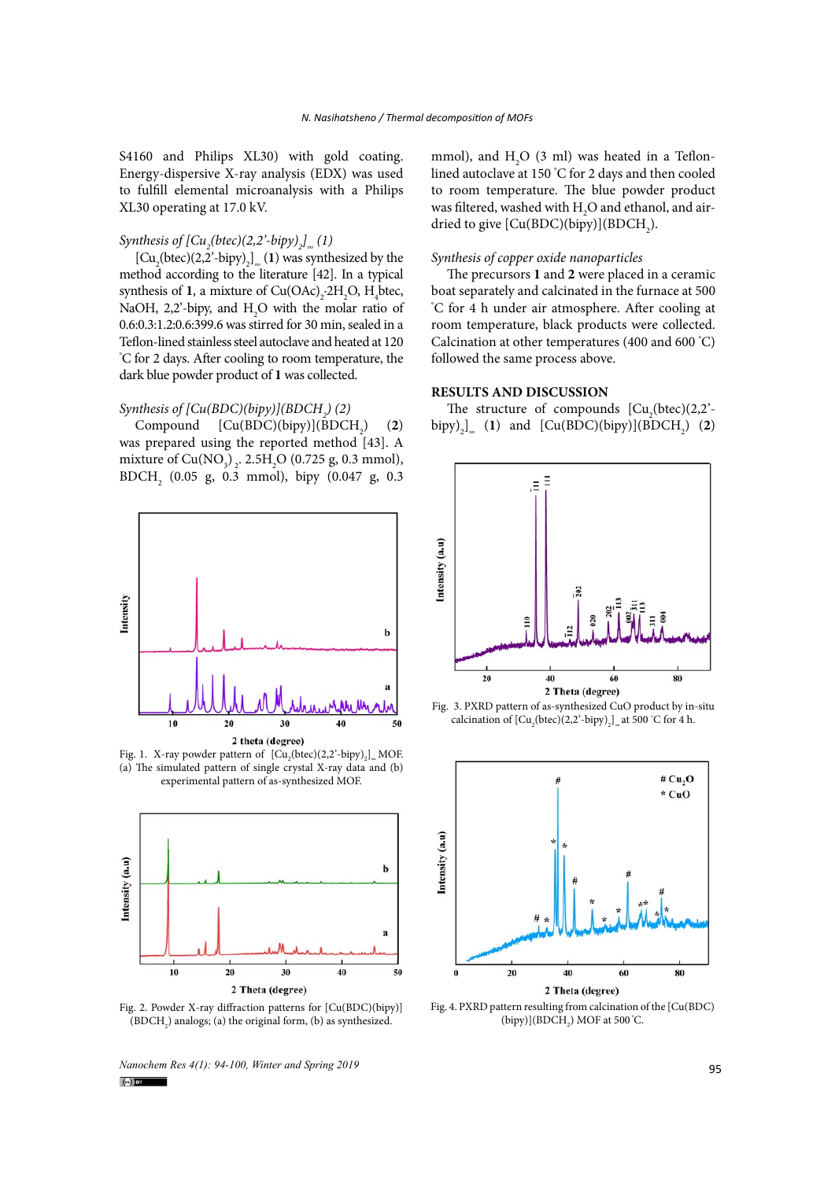S4160 and Philips XL30) with gold coating. Energy-dispersive X-ray analysis (EDX) was used to fulfill elemental microanalysis with a Philips XL30 operating at 17.0 kV.

*Synthesis of [$Cu_2$(btec)(2,2'-bipy)$_2$]$_\infty$ (1)*

[$Cu_2$(btec)(2,2'-bipy)$_2$]$_\infty$ (**1**) was synthesized by the method according to the literature [42]. In a typical synthesis of **1**, a mixture of $Cu(OAc)_2 \cdot 2H_2O$, $H_4$btec, NaOH, 2,2'-bipy, and $H_2O$ with the molar ratio of 0.6:0.3:1.2:0.6:399.6 was stirred for 30 min, sealed in a Teflon-lined stainless steel autoclave and heated at 120 ˚C for 2 days. After cooling to room temperature, the dark blue powder product of **1** was collected.

*Synthesis of [Cu(BDC)(bipy)]($BDCH_2$) (2)*

Compound [Cu(BDC)(bipy)]($BDCH_2$) (**2**) was prepared using the reported method [43]. A mixture of $Cu(NO_3)_2 \cdot 2.5H_2O$ (0.725 g, 0.3 mmol), $BDCH_2$ (0.05 g, 0.3 mmol), bipy (0.047 g, 0.3 mmol), and $H_2O$ (3 ml) was heated in a Teflon-lined autoclave at 150 ˚C for 2 days and then cooled to room temperature. The blue powder product was filtered, washed with $H_2O$ and ethanol, and air-dried to give [Cu(BDC)(bipy)]($BDCH_2$).

*Synthesis of copper oxide nanoparticles*

The precursors **1** and **2** were placed in a ceramic boat separately and calcinated in the furnace at 500 ˚C for 4 h under air atmosphere. After cooling at room temperature, black products were collected. Calcination at other temperatures (400 and 600 ˚C) followed the same process above.

## RESULTS AND DISCUSSION

The structure of compounds [$Cu_2$(btec)(2,2'-bipy)$_2$]$_\infty$ (**1**) and [Cu(BDC)(bipy)]($BDCH_2$) (**2**)

Fig. 1. X-ray powder pattern of [$Cu_2$(btec)(2,2'-bipy)$_2$]$_\infty$ MOF. (a) The simulated pattern of single crystal X-ray data and (b) experimental pattern of as-synthesized MOF.

Fig. 2. Powder X-ray diffraction patterns for [Cu(BDC)(bipy)]($BDCH_2$) analogs; (a) the original form, (b) as synthesized.

Fig. 3. PXRD pattern of as-synthesized CuO product by in-situ calcination of [$Cu_2$(btec)(2,2'-bipy)$_2$]$_\infty$ at 500 ˚C for 4 h.

Fig. 4. PXRD pattern resulting from calcination of the [Cu(BDC)(bipy)]($BDCH_2$) MOF at 500 ˚C.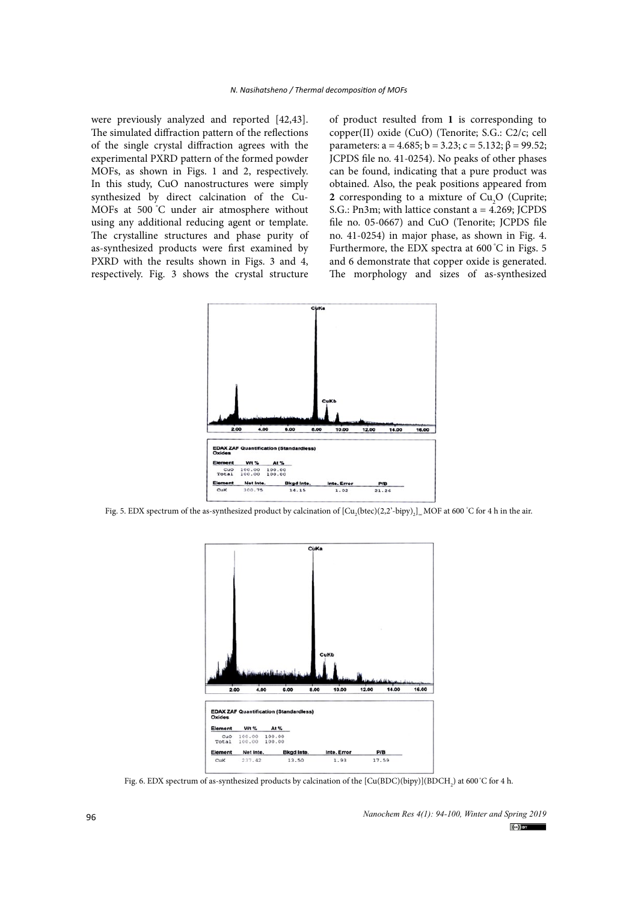were previously analyzed and reported [42,43]. The simulated diffraction pattern of the reflections of the single crystal diffraction agrees with the experimental PXRD pattern of the formed powder MOFs, as shown in Figs. 1 and 2, respectively. In this study, CuO nanostructures were simply synthesized by direct calcination of the Cu-MOFs at 500 °C under air atmosphere without using any additional reducing agent or template. The crystalline structures and phase purity of as-synthesized products were first examined by PXRD with the results shown in Figs. 3 and 4, respectively. Fig. 3 shows the crystal structure of product resulted from **1** is corresponding to copper(II) oxide (CuO) (Tenorite; S.G.: C2/c; cell parameters: a = 4.685; b = 3.23; c = 5.132; β = 99.52; JCPDS file no. 41-0254). No peaks of other phases can be found, indicating that a pure product was obtained. Also, the peak positions appeared from **2** corresponding to a mixture of $Cu_2O$ (Cuprite; S.G.: Pn3m; with lattice constant a = 4.269; JCPDS file no. 05-0667) and CuO (Tenorite; JCPDS file no. 41-0254) in major phase, as shown in Fig. 4. Furthermore, the EDX spectra at 600 °C in Figs. 5 and 6 demonstrate that copper oxide is generated. The morphology and sizes of as-synthesized

EDAX ZAF Quantification (Standardless)
Oxides

| Element | Wt % | At % |
|---|---|---|
| CuO | 100.00 | 100.00 |
| Total | 100.00 | 100.00 |

| Element | Net Inte. | Bkgd Inte. | Inte. Error | P/B |
|---|---|---|---|---|
| CuK | 300.75 | 14.15 | 1.02 | 21.26 |

Fig. 5. EDX spectrum of the as-synthesized product by calcination of $[Cu_2(btec)(2,2'\text{-}bipy)_2]_\infty$ MOF at 600 °C for 4 h in the air.

EDAX ZAF Quantification (Standardless)
Oxides

| Element | Wt % | At % |
|---|---|---|
| CuO | 100.00 | 100.00 |
| Total | 100.00 | 100.00 |

| Element | Net Inte. | Bkgd Inte. | Inte. Error | P/B |
|---|---|---|---|---|
| CuK | 237.42 | 13.50 | 1.93 | 17.59 |

Fig. 6. EDX spectrum of as-synthesized products by calcination of the $[Cu(BDC)(bipy)](BDCH_2)$ at 600 °C for 4 h.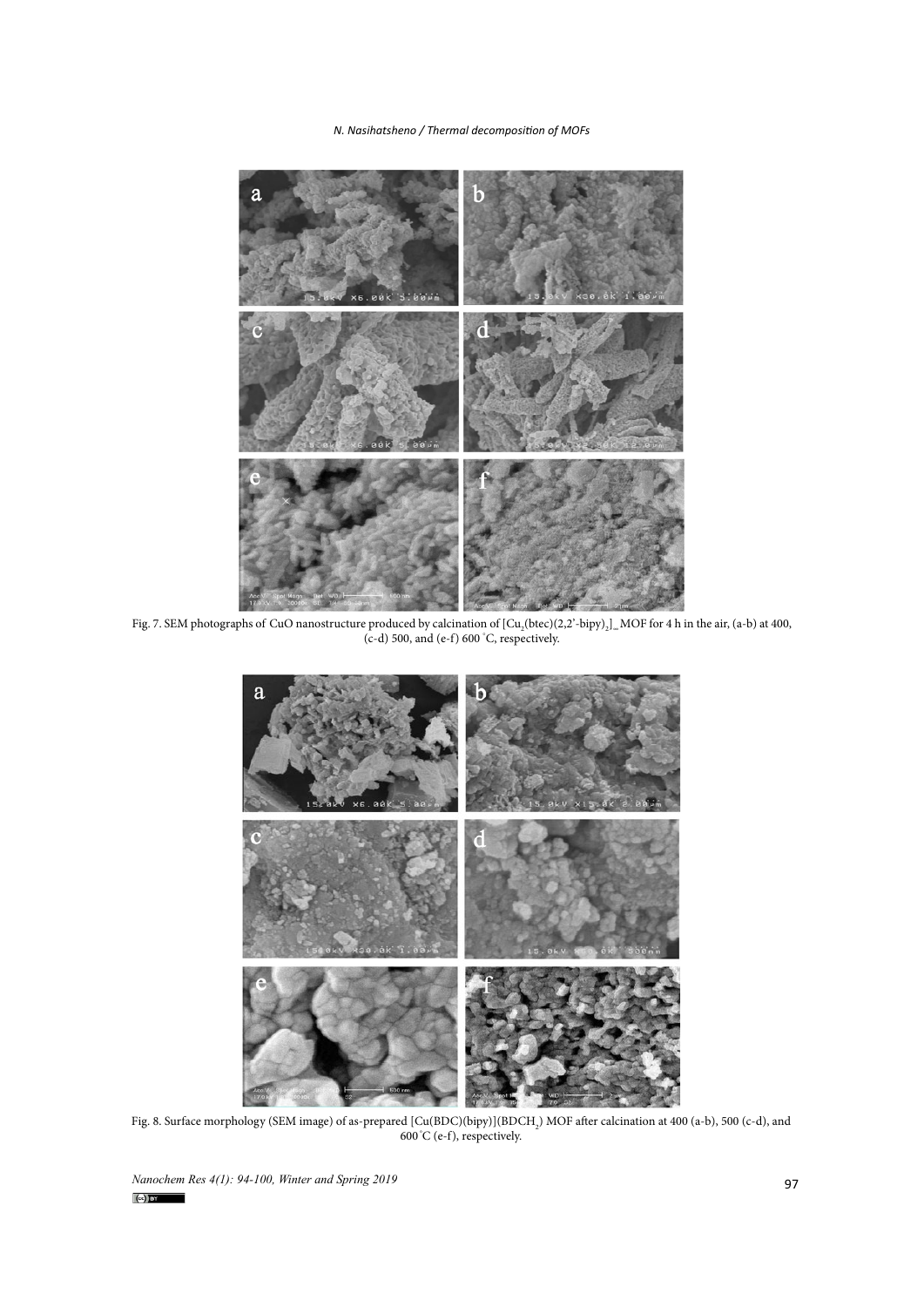Fig. 7. SEM photographs of CuO nanostructure produced by calcination of $[Cu_2(btec)(2,2'\text{-bipy})_2]_\infty$ MOF for 4 h in the air, (a-b) at 400, (c-d) 500, and (e-f) 600 °C, respectively.

Fig. 8. Surface morphology (SEM image) of as-prepared $[Cu(BDC)(bipy)](BDCH_2)$ MOF after calcination at 400 (a-b), 500 (c-d), and 600 °C (e-f), respectively.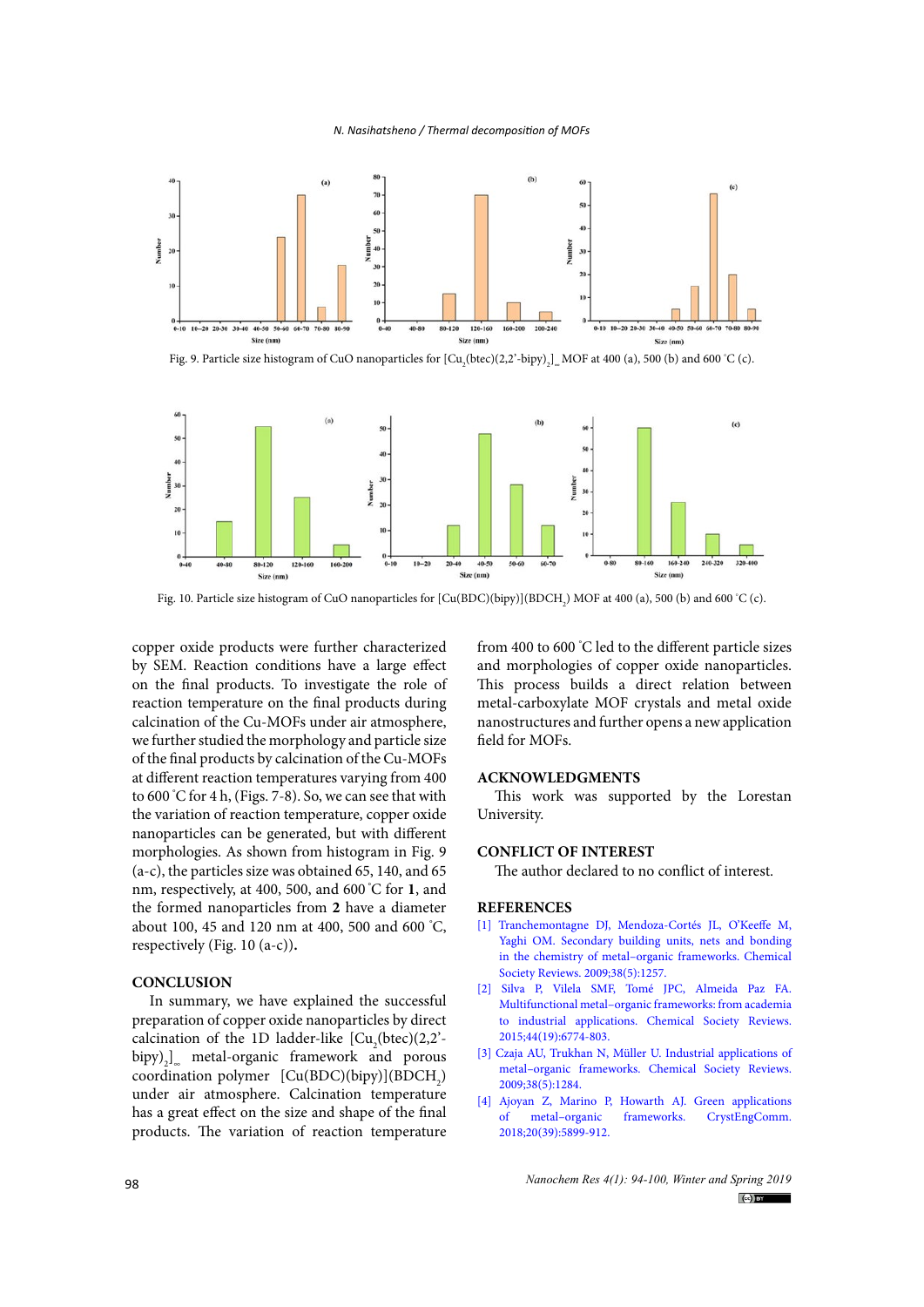Fig. 9. Particle size histogram of CuO nanoparticles for $[Cu_2(btec)(2,2'\text{-bipy})_2]_\infty$ MOF at 400 (a), 500 (b) and 600 °C (c).

Fig. 10. Particle size histogram of CuO nanoparticles for $[Cu(BDC)(bipy)](BDCH_2)$ MOF at 400 (a), 500 (b) and 600 °C (c).

copper oxide products were further characterized by SEM. Reaction conditions have a large effect on the final products. To investigate the role of reaction temperature on the final products during calcination of the Cu-MOFs under air atmosphere, we further studied the morphology and particle size of the final products by calcination of the Cu-MOFs at different reaction temperatures varying from 400 to 600 °C for 4 h, (Figs. 7-8). So, we can see that with the variation of reaction temperature, copper oxide nanoparticles can be generated, but with different morphologies. As shown from histogram in Fig. 9 (a-c), the particles size was obtained 65, 140, and 65 nm, respectively, at 400, 500, and 600 °C for **1**, and the formed nanoparticles from **2** have a diameter about 100, 45 and 120 nm at 400, 500 and 600 °C, respectively (Fig. 10 (a-c))**.**

## CONCLUSION

In summary, we have explained the successful preparation of copper oxide nanoparticles by direct calcination of the 1D ladder-like $[Cu_2(btec)(2,2'\text{-bipy})_2]_\infty$ metal-organic framework and porous coordination polymer $[Cu(BDC)(bipy)](BDCH_2)$ under air atmosphere. Calcination temperature has a great effect on the size and shape of the final products. The variation of reaction temperature from 400 to 600 °C led to the different particle sizes and morphologies of copper oxide nanoparticles. This process builds a direct relation between metal-carboxylate MOF crystals and metal oxide nanostructures and further opens a new application field for MOFs.

## ACKNOWLEDGMENTS

This work was supported by the Lorestan University.

## CONFLICT OF INTEREST

The author declared to no conflict of interest.

## REFERENCES

[1] Tranchemontagne DJ, Mendoza-Cortés JL, O'Keeffe M, Yaghi OM. Secondary building units, nets and bonding in the chemistry of metal–organic frameworks. Chemical Society Reviews. 2009;38(5):1257.

[2] Silva P, Vilela SMF, Tomé JPC, Almeida Paz FA. Multifunctional metal–organic frameworks: from academia to industrial applications. Chemical Society Reviews. 2015;44(19):6774-803.

[3] Czaja AU, Trukhan N, Müller U. Industrial applications of metal–organic frameworks. Chemical Society Reviews. 2009;38(5):1284.

[4] Ajoyan Z, Marino P, Howarth AJ. Green applications of metal–organic frameworks. CrystEngComm. 2018;20(39):5899-912.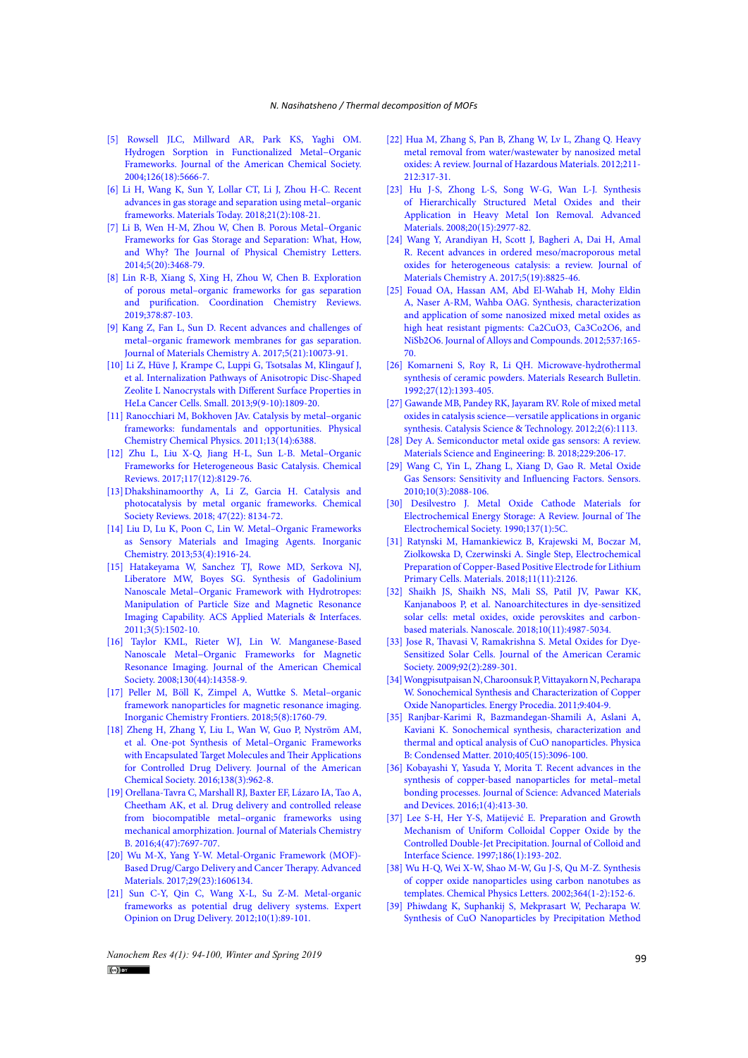[5] Rowsell JLC, Millward AR, Park KS, Yaghi OM. Hydrogen Sorption in Functionalized Metal−Organic Frameworks. Journal of the American Chemical Society. 2004;126(18):5666-7.

[6] Li H, Wang K, Sun Y, Lollar CT, Li J, Zhou H-C. Recent advances in gas storage and separation using metal–organic frameworks. Materials Today. 2018;21(2):108-21.

[7] Li B, Wen H-M, Zhou W, Chen B. Porous Metal–Organic Frameworks for Gas Storage and Separation: What, How, and Why? The Journal of Physical Chemistry Letters. 2014;5(20):3468-79.

[8] Lin R-B, Xiang S, Xing H, Zhou W, Chen B. Exploration of porous metal–organic frameworks for gas separation and purification. Coordination Chemistry Reviews. 2019;378:87-103.

[9] Kang Z, Fan L, Sun D. Recent advances and challenges of metal–organic framework membranes for gas separation. Journal of Materials Chemistry A. 2017;5(21):10073-91.

[10] Li Z, Hüve J, Krampe C, Luppi G, Tsotsalas M, Klingauf J, et al. Internalization Pathways of Anisotropic Disc-Shaped Zeolite L Nanocrystals with Different Surface Properties in HeLa Cancer Cells. Small. 2013;9(9-10):1809-20.

[11] Ranocchiari M, Bokhoven JAv. Catalysis by metal–organic frameworks: fundamentals and opportunities. Physical Chemistry Chemical Physics. 2011;13(14):6388.

[12] Zhu L, Liu X-Q, Jiang H-L, Sun L-B. Metal–Organic Frameworks for Heterogeneous Basic Catalysis. Chemical Reviews. 2017;117(12):8129-76.

[13] Dhakshinamoorthy A, Li Z, Garcia H. Catalysis and photocatalysis by metal organic frameworks. Chemical Society Reviews. 2018; 47(22): 8134-72.

[14] Liu D, Lu K, Poon C, Lin W. Metal–Organic Frameworks as Sensory Materials and Imaging Agents. Inorganic Chemistry. 2013;53(4):1916-24.

[15] Hatakeyama W, Sanchez TJ, Rowe MD, Serkova NJ, Liberatore MW, Boyes SG. Synthesis of Gadolinium Nanoscale Metal−Organic Framework with Hydrotropes: Manipulation of Particle Size and Magnetic Resonance Imaging Capability. ACS Applied Materials & Interfaces. 2011;3(5):1502-10.

[16] Taylor KML, Rieter WJ, Lin W. Manganese-Based Nanoscale Metal−Organic Frameworks for Magnetic Resonance Imaging. Journal of the American Chemical Society. 2008;130(44):14358-9.

[17] Peller M, Böll K, Zimpel A, Wuttke S. Metal–organic framework nanoparticles for magnetic resonance imaging. Inorganic Chemistry Frontiers. 2018;5(8):1760-79.

[18] Zheng H, Zhang Y, Liu L, Wan W, Guo P, Nyström AM, et al. One-pot Synthesis of Metal–Organic Frameworks with Encapsulated Target Molecules and Their Applications for Controlled Drug Delivery. Journal of the American Chemical Society. 2016;138(3):962-8.

[19] Orellana-Tavra C, Marshall RJ, Baxter EF, Lázaro IA, Tao A, Cheetham AK, et al. Drug delivery and controlled release from biocompatible metal–organic frameworks using mechanical amorphization. Journal of Materials Chemistry B. 2016;4(47):7697-707.

[20] Wu M-X, Yang Y-W. Metal-Organic Framework (MOF)-Based Drug/Cargo Delivery and Cancer Therapy. Advanced Materials. 2017;29(23):1606134.

[21] Sun C-Y, Qin C, Wang X-L, Su Z-M. Metal-organic frameworks as potential drug delivery systems. Expert Opinion on Drug Delivery. 2012;10(1):89-101.

[22] Hua M, Zhang S, Pan B, Zhang W, Lv L, Zhang Q. Heavy metal removal from water/wastewater by nanosized metal oxides: A review. Journal of Hazardous Materials. 2012;211-212:317-31.

[23] Hu J-S, Zhong L-S, Song W-G, Wan L-J. Synthesis of Hierarchically Structured Metal Oxides and their Application in Heavy Metal Ion Removal. Advanced Materials. 2008;20(15):2977-82.

[24] Wang Y, Arandiyan H, Scott J, Bagheri A, Dai H, Amal R. Recent advances in ordered meso/macroporous metal oxides for heterogeneous catalysis: a review. Journal of Materials Chemistry A. 2017;5(19):8825-46.

[25] Fouad OA, Hassan AM, Abd El-Wahab H, Mohy Eldin A, Naser A-RM, Wahba OAG. Synthesis, characterization and application of some nanosized mixed metal oxides as high heat resistant pigments: Ca2CuO3, Ca3Co2O6, and NiSb2O6. Journal of Alloys and Compounds. 2012;537:165-70.

[26] Komarneni S, Roy R, Li QH. Microwave-hydrothermal synthesis of ceramic powders. Materials Research Bulletin. 1992;27(12):1393-405.

[27] Gawande MB, Pandey RK, Jayaram RV. Role of mixed metal oxides in catalysis science—versatile applications in organic synthesis. Catalysis Science & Technology. 2012;2(6):1113.

[28] Dey A. Semiconductor metal oxide gas sensors: A review. Materials Science and Engineering: B. 2018;229:206-17.

[29] Wang C, Yin L, Zhang L, Xiang D, Gao R. Metal Oxide Gas Sensors: Sensitivity and Influencing Factors. Sensors. 2010;10(3):2088-106.

[30] Desilvestro J. Metal Oxide Cathode Materials for Electrochemical Energy Storage: A Review. Journal of The Electrochemical Society. 1990;137(1):5C.

[31] Ratynski M, Hamankiewicz B, Krajewski M, Boczar M, Ziolkowska D, Czerwinski A. Single Step, Electrochemical Preparation of Copper-Based Positive Electrode for Lithium Primary Cells. Materials. 2018;11(11):2126.

[32] Shaikh JS, Shaikh NS, Mali SS, Patil JV, Pawar KK, Kanjanaboos P, et al. Nanoarchitectures in dye-sensitized solar cells: metal oxides, oxide perovskites and carbon-based materials. Nanoscale. 2018;10(11):4987-5034.

[33] Jose R, Thavasi V, Ramakrishna S. Metal Oxides for Dye-Sensitized Solar Cells. Journal of the American Ceramic Society. 2009;92(2):289-301.

[34] Wongpisutpaisan N, Charoonsuk P, Vittayakorn N, Pecharapa W. Sonochemical Synthesis and Characterization of Copper Oxide Nanoparticles. Energy Procedia. 2011;9:404-9.

[35] Ranjbar-Karimi R, Bazmandegan-Shamili A, Aslani A, Kaviani K. Sonochemical synthesis, characterization and thermal and optical analysis of CuO nanoparticles. Physica B: Condensed Matter. 2010;405(15):3096-100.

[36] Kobayashi Y, Yasuda Y, Morita T. Recent advances in the synthesis of copper-based nanoparticles for metal–metal bonding processes. Journal of Science: Advanced Materials and Devices. 2016;1(4):413-30.

[37] Lee S-H, Her Y-S, Matijević E. Preparation and Growth Mechanism of Uniform Colloidal Copper Oxide by the Controlled Double-Jet Precipitation. Journal of Colloid and Interface Science. 1997;186(1):193-202.

[38] Wu H-Q, Wei X-W, Shao M-W, Gu J-S, Qu M-Z. Synthesis of copper oxide nanoparticles using carbon nanotubes as templates. Chemical Physics Letters. 2002;364(1-2):152-6.

[39] Phiwdang K, Suphankij S, Mekprasart W, Pecharapa W. Synthesis of CuO Nanoparticles by Precipitation Method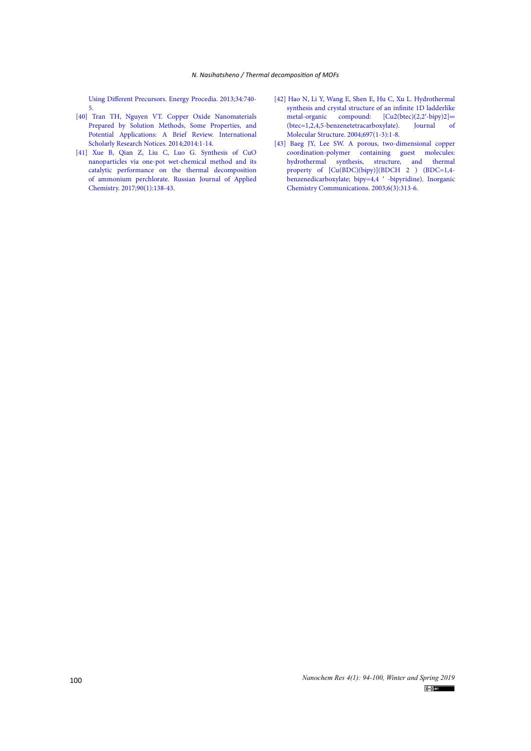Using Different Precursors. Energy Procedia. 2013;34:740-5.

[40] Tran TH, Nguyen VT. Copper Oxide Nanomaterials Prepared by Solution Methods, Some Properties, and Potential Applications: A Brief Review. International Scholarly Research Notices. 2014;2014:1-14.

[41] Xue B, Qian Z, Liu C, Luo G. Synthesis of CuO nanoparticles via one-pot wet-chemical method and its catalytic performance on the thermal decomposition of ammonium perchlorate. Russian Journal of Applied Chemistry. 2017;90(1):138-43.

[42] Hao N, Li Y, Wang E, Shen E, Hu C, Xu L. Hydrothermal synthesis and crystal structure of an infinite 1D ladderlike metal-organic compound: [Cu2(btec)(2,2′-bipy)2]∞ (btec=1,2,4,5-benzenetetracarboxylate). Journal of Molecular Structure. 2004;697(1-3):1-8.

[43] Baeg JY, Lee SW. A porous, two-dimensional copper coordination-polymer containing guest molecules: hydrothermal synthesis, structure, and thermal property of [Cu(BDC)(bipy)](BDCH 2 ) (BDC=1,4-benzenedicarboxylate; bipy=4,4 ′ -bipyridine). Inorganic Chemistry Communications. 2003;6(3):313-6.